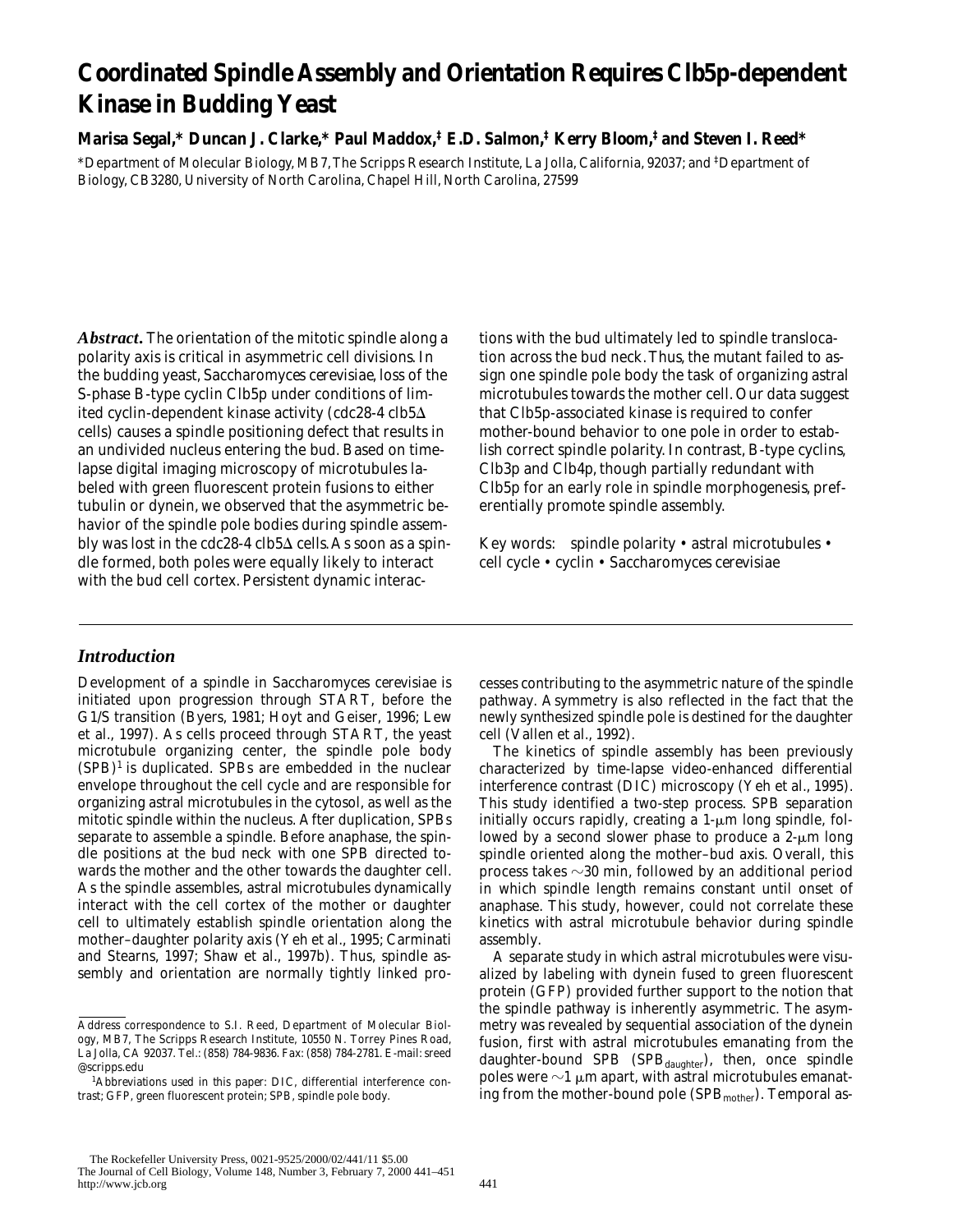# Coordinated Spindle Assembly and Orientation Requires Clb5p-dependent Kinase in Budding Yeast

**Marisa Segal,* Duncan J. Clarke,* Paul Maddox,‡ E.D. Salmon,‡ Kerry Bloom,‡ and Steven I. Reed***

*Department of Molecular Biology, MB7, The Scripps Research Institute, La Jolla, California, 92037; and ‡Department of Biology, CB3280, University of North Carolina, Chapel Hill, North Carolina, 27599

***Abstract.*** The orientation of the mitotic spindle along a polarity axis is critical in asymmetric cell divisions. In the budding yeast, Saccharomyces cerevisiae, loss of the S-phase B-type cyclin Clb5p under conditions of limited cyclin-dependent kinase activity (cdc28-4 clb5Δ cells) causes a spindle positioning defect that results in an undivided nucleus entering the bud. Based on time-lapse digital imaging microscopy of microtubules labeled with green fluorescent protein fusions to either tubulin or dynein, we observed that the asymmetric behavior of the spindle pole bodies during spindle assembly was lost in the cdc28-4 clb5Δ cells. As soon as a spindle formed, both poles were equally likely to interact with the bud cell cortex. Persistent dynamic interactions with the bud ultimately led to spindle translocation across the bud neck. Thus, the mutant failed to assign one spindle pole body the task of organizing astral microtubules towards the mother cell. Our data suggest that Clb5p-associated kinase is required to confer mother-bound behavior to one pole in order to establish correct spindle polarity. In contrast, B-type cyclins, Clb3p and Clb4p, though partially redundant with Clb5p for an early role in spindle morphogenesis, preferentially promote spindle assembly.

Key words: spindle polarity • astral microtubules • cell cycle • cyclin • Saccharomyces cerevisiae

## *Introduction*

Development of a spindle in Saccharomyces cerevisiae is initiated upon progression through START, before the G1/S transition (Byers, 1981; Hoyt and Geiser, 1996; Lew et al., 1997). As cells proceed through START, the yeast microtubule organizing center, the spindle pole body (SPB)[1] is duplicated. SPBs are embedded in the nuclear envelope throughout the cell cycle and are responsible for organizing astral microtubules in the cytosol, as well as the mitotic spindle within the nucleus. After duplication, SPBs separate to assemble a spindle. Before anaphase, the spindle positions at the bud neck with one SPB directed towards the mother and the other towards the daughter cell. As the spindle assembles, astral microtubules dynamically interact with the cell cortex of the mother or daughter cell to ultimately establish spindle orientation along the mother–daughter polarity axis (Yeh et al., 1995; Carminati and Stearns, 1997; Shaw et al., 1997b). Thus, spindle assembly and orientation are normally tightly linked processes contributing to the asymmetric nature of the spindle pathway. Asymmetry is also reflected in the fact that the newly synthesized spindle pole is destined for the daughter cell (Vallen et al., 1992).

The kinetics of spindle assembly has been previously characterized by time-lapse video-enhanced differential interference contrast (DIC) microscopy (Yeh et al., 1995). This study identified a two-step process. SPB separation initially occurs rapidly, creating a 1-μm long spindle, followed by a second slower phase to produce a 2-μm long spindle oriented along the mother–bud axis. Overall, this process takes ~30 min, followed by an additional period in which spindle length remains constant until onset of anaphase. This study, however, could not correlate these kinetics with astral microtubule behavior during spindle assembly.

A separate study in which astral microtubules were visualized by labeling with dynein fused to green fluorescent protein (GFP) provided further support to the notion that the spindle pathway is inherently asymmetric. The asymmetry was revealed by sequential association of the dynein fusion, first with astral microtubules emanating from the daughter-bound SPB ($SPB_{daughter}$), then, once spindle poles were ~1 μm apart, with astral microtubules emanating from the mother-bound pole ($SPB_{mother}$). Temporal as-

Address correspondence to S.I. Reed, Department of Molecular Biology, MB7, The Scripps Research Institute, 10550 N. Torrey Pines Road, La Jolla, CA 92037. Tel.: (858) 784-9836. Fax: (858) 784-2781. E-mail: sreed@scripps.edu

[1]Abbreviations used in this paper: DIC, differential interference contrast; GFP, green fluorescent protein; SPB, spindle pole body.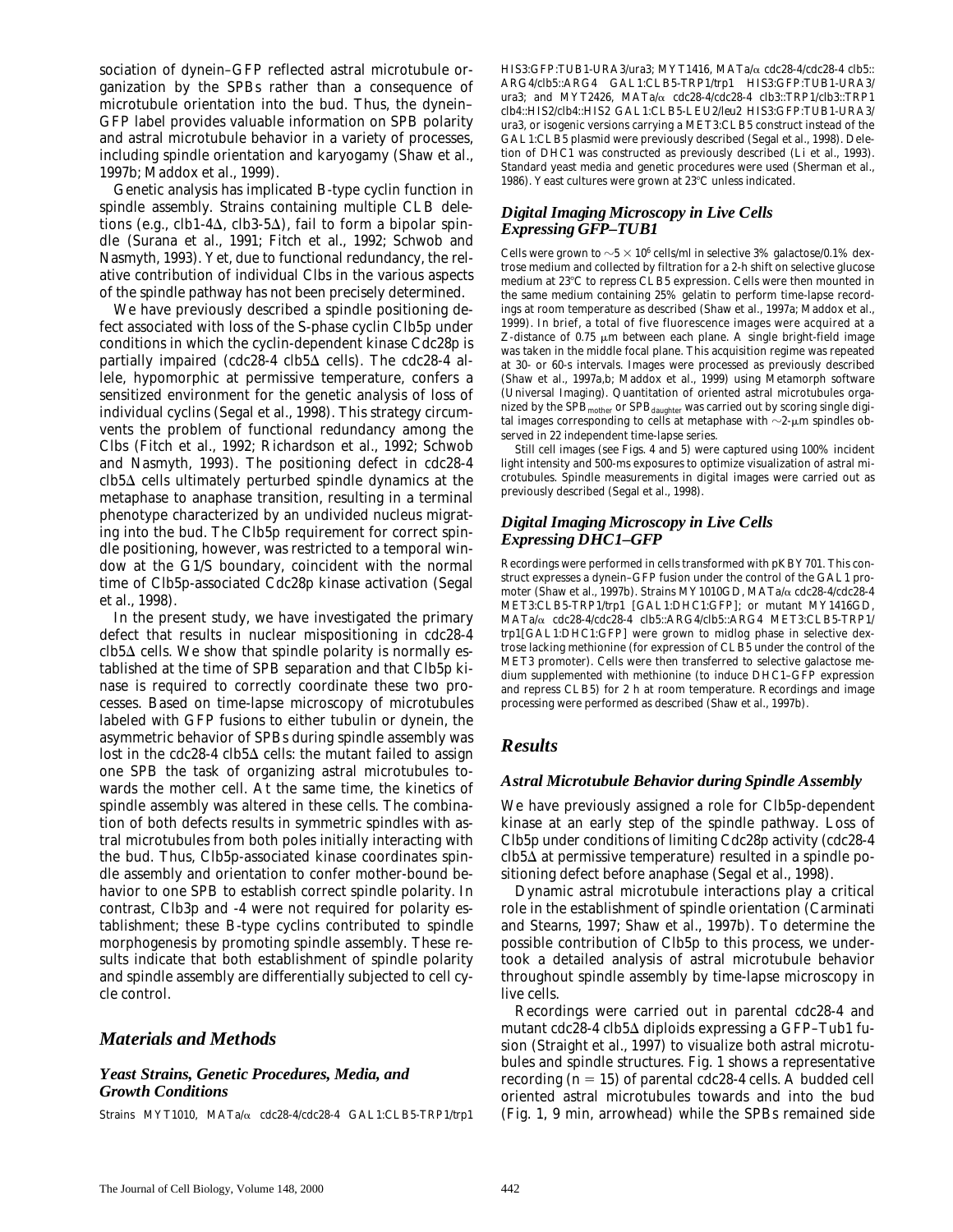sociation of dynein–GFP reflected astral microtubule organization by the SPBs rather than a consequence of microtubule orientation into the bud. Thus, the dynein–GFP label provides valuable information on SPB polarity and astral microtubule behavior in a variety of processes, including spindle orientation and karyogamy (Shaw et al., 1997b; Maddox et al., 1999).

Genetic analysis has implicated B-type cyclin function in spindle assembly. Strains containing multiple CLB deletions (e.g., *clb1-4Δ*, *clb3-5Δ*), fail to form a bipolar spindle (Surana et al., 1991; Fitch et al., 1992; Schwob and Nasmyth, 1993). Yet, due to functional redundancy, the relative contribution of individual Clbs in the various aspects of the spindle pathway has not been precisely determined.

We have previously described a spindle positioning defect associated with loss of the S-phase cyclin Clb5p under conditions in which the cyclin-dependent kinase Cdc28p is partially impaired (*cdc28-4 clb5Δ* cells). The *cdc28-4* allele, hypomorphic at permissive temperature, confers a sensitized environment for the genetic analysis of loss of individual cyclins (Segal et al., 1998). This strategy circumvents the problem of functional redundancy among the Clbs (Fitch et al., 1992; Richardson et al., 1992; Schwob and Nasmyth, 1993). The positioning defect in *cdc28-4 clb5Δ* cells ultimately perturbed spindle dynamics at the metaphase to anaphase transition, resulting in a terminal phenotype characterized by an undivided nucleus migrating into the bud. The Clb5p requirement for correct spindle positioning, however, was restricted to a temporal window at the G1/S boundary, coincident with the normal time of Clb5p-associated Cdc28p kinase activation (Segal et al., 1998).

In the present study, we have investigated the primary defect that results in nuclear mispositioning in *cdc28-4 clb5Δ* cells. We show that spindle polarity is normally established at the time of SPB separation and that Clb5p kinase is required to correctly coordinate these two processes. Based on time-lapse microscopy of microtubules labeled with GFP fusions to either tubulin or dynein, the asymmetric behavior of SPBs during spindle assembly was lost in the *cdc28-4 clb5Δ* cells: the mutant failed to assign one SPB the task of organizing astral microtubules towards the mother cell. At the same time, the kinetics of spindle assembly was altered in these cells. The combination of both defects results in symmetric spindles with astral microtubules from both poles initially interacting with the bud. Thus, Clb5p-associated kinase coordinates spindle assembly and orientation to confer mother-bound behavior to one SPB to establish correct spindle polarity. In contrast, Clb3p and -4 were not required for polarity establishment; these B-type cyclins contributed to spindle morphogenesis by promoting spindle assembly. These results indicate that both establishment of spindle polarity and spindle assembly are differentially subjected to cell cycle control.

## Materials and Methods

### Yeast Strains, Genetic Procedures, Media, and Growth Conditions

Strains MYT1010, *MATa/α cdc28-4/cdc28-4 GAL1:CLB5-TRP1/trp1 HIS3:GFP:TUB1-URA3/ura3*; MYT1416, *MATa/α cdc28-4/cdc28-4 clb5::ARG4/clb5::ARG4 GAL1:CLB5-TRP1/trp1 HIS3:GFP:TUB1-URA3/ura3*; and MYT2426, *MATa/α cdc28-4/cdc28-4 clb3::TRP1/clb3::TRP1 clb4::HIS2/clb4::HIS2 GAL1:CLB5-LEU2/leu2 HIS3:GFP:TUB1-URA3/ura3*, or isogenic versions carrying a *MET3:CLB5* construct instead of the *GAL1:CLB5* plasmid were previously described (Segal et al., 1998). Deletion of *DHC1* was constructed as previously described (Li et al., 1993). Standard yeast media and genetic procedures were used (Sherman et al., 1986). Yeast cultures were grown at 23°C unless indicated.

### Digital Imaging Microscopy in Live Cells Expressing GFP–TUB1

Cells were grown to $\sim 5 \times 10^6$ cells/ml in selective 3% galactose/0.1% dextrose medium at 23°C to repress *CLB5* expression. Cells were then mounted in the same medium containing 25% gelatin to perform time-lapse recordings at room temperature as described (Shaw et al., 1997a; Maddox et al., 1999). In brief, a total of five fluorescence images were acquired at a Z-distance of 0.75 μm between each plane. A single bright-field image was taken in the middle focal plane. This acquisition regime was repeated at 30- or 60-s intervals. Images were processed as previously described (Shaw et al., 1997a,b; Maddox et al., 1999) using Metamorph software (Universal Imaging). Quantitation of oriented astral microtubules organized by the $SPB_{mother}$ or $SPB_{daughter}$ was carried out by scoring single digital images corresponding to cells at metaphase with ~2-μm spindles observed in 22 independent time-lapse series.

Still cell images (see Figs. 4 and 5) were captured using 100% incident light intensity and 500-ms exposures to optimize visualization of astral microtubules. Spindle measurements in digital images were carried out as previously described (Segal et al., 1998).

### Digital Imaging Microscopy in Live Cells Expressing DHC1–GFP

Recordings were performed in cells transformed with pKBY701. This construct expresses a dynein–GFP fusion under the control of the *GAL1* promoter (Shaw et al., 1997b). Strains MY1010GD, *MATa/α cdc28-4/cdc28-4 MET3:CLB5-TRP1/trp1 [GAL1:DHC1:GFP]*; or mutant MY1416GD, *MATa/α cdc28-4/cdc28-4 clb5::ARG4/clb5::ARG4 MET3:CLB5-TRP1/trp1[GAL1:DHC1:GFP]* were grown to midlog phase in selective dextrose lacking methionine (for expression of *CLB5* under the control of the *MET3* promoter). Cells were then transferred to selective galactose medium supplemented with methionine (to induce DHC1–GFP expression and repress *CLB5*) for 2 h at room temperature. Recordings and image processing were performed as described (Shaw et al., 1997b).

## Results

### Astral Microtubule Behavior during Spindle Assembly

We have previously assigned a role for Clb5p-dependent kinase at an early step of the spindle pathway. Loss of Clb5p under conditions of limiting Cdc28p activity (*cdc28-4 clb5Δ* at permissive temperature) resulted in a spindle positioning defect before anaphase (Segal et al., 1998).

Dynamic astral microtubule interactions play a critical role in the establishment of spindle orientation (Carminati and Stearns, 1997; Shaw et al., 1997b). To determine the possible contribution of Clb5p to this process, we undertook a detailed analysis of astral microtubule behavior throughout spindle assembly by time-lapse microscopy in live cells.

Recordings were carried out in parental *cdc28-4* and mutant *cdc28-4 clb5Δ* diploids expressing a GFP–Tub1 fusion (Straight et al., 1997) to visualize both astral microtubules and spindle structures. Fig. 1 shows a representative recording ($n = 15$) of parental *cdc28-4* cells. A budded cell oriented astral microtubules towards and into the bud (Fig. 1, 9 min, arrowhead) while the SPBs remained side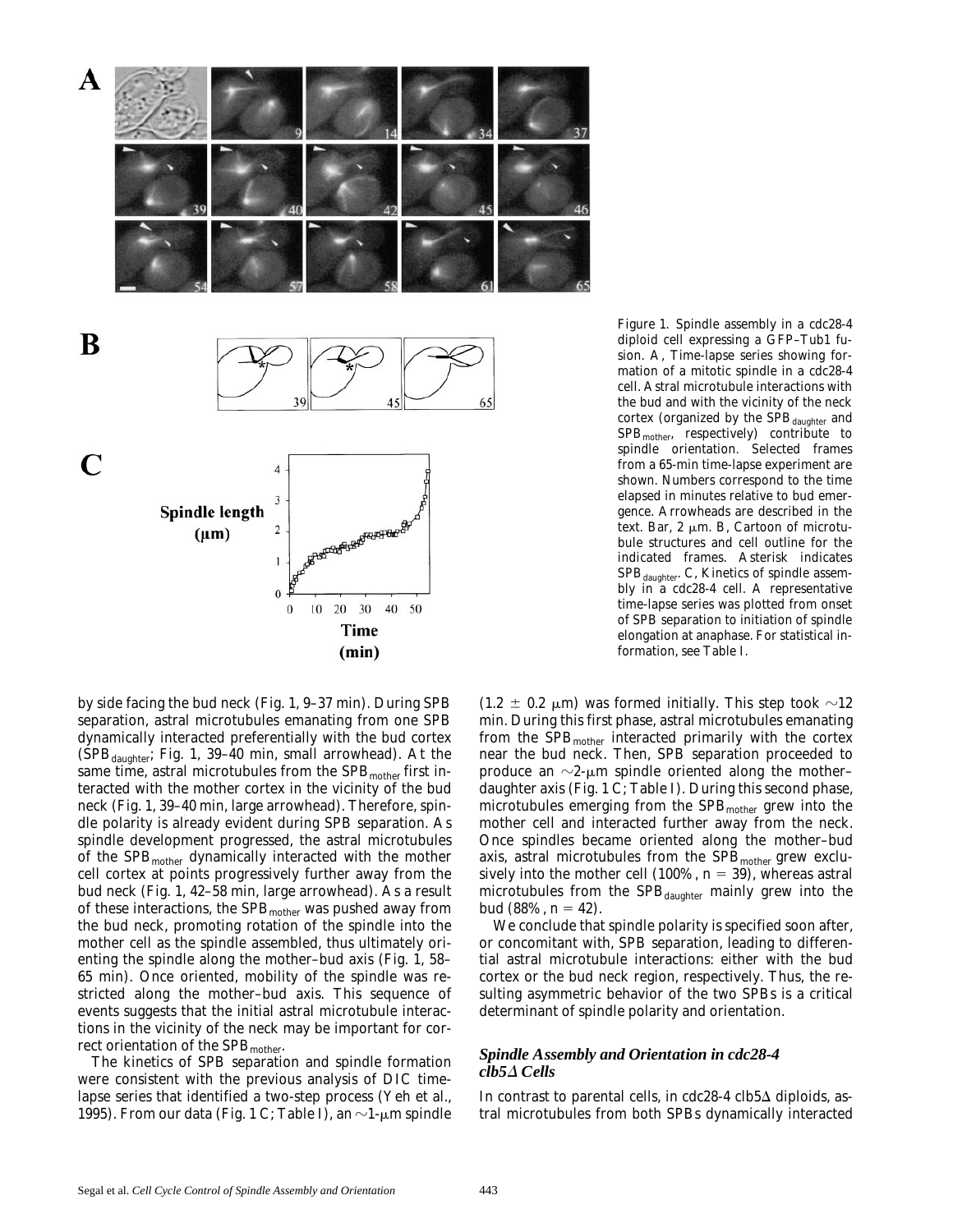Figure 1. Spindle assembly in a cdc28-4 diploid cell expressing a GFP–Tub1 fusion. A, Time-lapse series showing formation of a mitotic spindle in a cdc28-4 cell. Astral microtubule interactions with the bud and with the vicinity of the neck cortex (organized by the $SPB_{daughter}$ and $SPB_{mother}$, respectively) contribute to spindle orientation. Selected frames from a 65-min time-lapse experiment are shown. Numbers correspond to the time elapsed in minutes relative to bud emergence. Arrowheads are described in the text. Bar, 2 μm. B, Cartoon of microtubule structures and cell outline for the indicated frames. Asterisk indicates $SPB_{daughter}$. C, Kinetics of spindle assembly in a cdc28-4 cell. A representative time-lapse series was plotted from onset of SPB separation to initiation of spindle elongation at anaphase. For statistical information, see Table I.

by side facing the bud neck (Fig. 1, 9–37 min). During SPB separation, astral microtubules emanating from one SPB dynamically interacted preferentially with the bud cortex ($SPB_{daughter}$; Fig. 1, 39–40 min, small arrowhead). At the same time, astral microtubules from the $SPB_{mother}$ first interacted with the mother cortex in the vicinity of the bud neck (Fig. 1, 39–40 min, large arrowhead). Therefore, spindle polarity is already evident during SPB separation. As spindle development progressed, the astral microtubules of the $SPB_{mother}$ dynamically interacted with the mother cell cortex at points progressively further away from the bud neck (Fig. 1, 42–58 min, large arrowhead). As a result of these interactions, the $SPB_{mother}$ was pushed away from the bud neck, promoting rotation of the spindle into the mother cell as the spindle assembled, thus ultimately orienting the spindle along the mother–bud axis (Fig. 1, 58–65 min). Once oriented, mobility of the spindle was restricted along the mother–bud axis. This sequence of events suggests that the initial astral microtubule interactions in the vicinity of the neck may be important for correct orientation of the $SPB_{mother}$.

The kinetics of SPB separation and spindle formation were consistent with the previous analysis of DIC time-lapse series that identified a two-step process (Yeh et al., 1995). From our data (Fig. 1 C; Table I), an ~1-μm spindle (1.2 ± 0.2 μm) was formed initially. This step took ~12 min. During this first phase, astral microtubules emanating from the $SPB_{mother}$ interacted primarily with the cortex near the bud neck. Then, SPB separation proceeded to produce an ~2-μm spindle oriented along the mother–daughter axis (Fig. 1 C; Table I). During this second phase, microtubules emerging from the $SPB_{mother}$ grew into the mother cell and interacted further away from the neck. Once spindles became oriented along the mother–bud axis, astral microtubules from the $SPB_{mother}$ grew exclusively into the mother cell (100%, $n = 39$), whereas astral microtubules from the $SPB_{daughter}$ mainly grew into the bud (88%, $n = 42$).

We conclude that spindle polarity is specified soon after, or concomitant with, SPB separation, leading to differential astral microtubule interactions: either with the bud cortex or the bud neck region, respectively. Thus, the resulting asymmetric behavior of the two SPBs is a critical determinant of spindle polarity and orientation.

### *Spindle Assembly and Orientation in cdc28-4 clb5Δ Cells*

In contrast to parental cells, in cdc28-4 clb5Δ diploids, astral microtubules from both SPBs dynamically interacted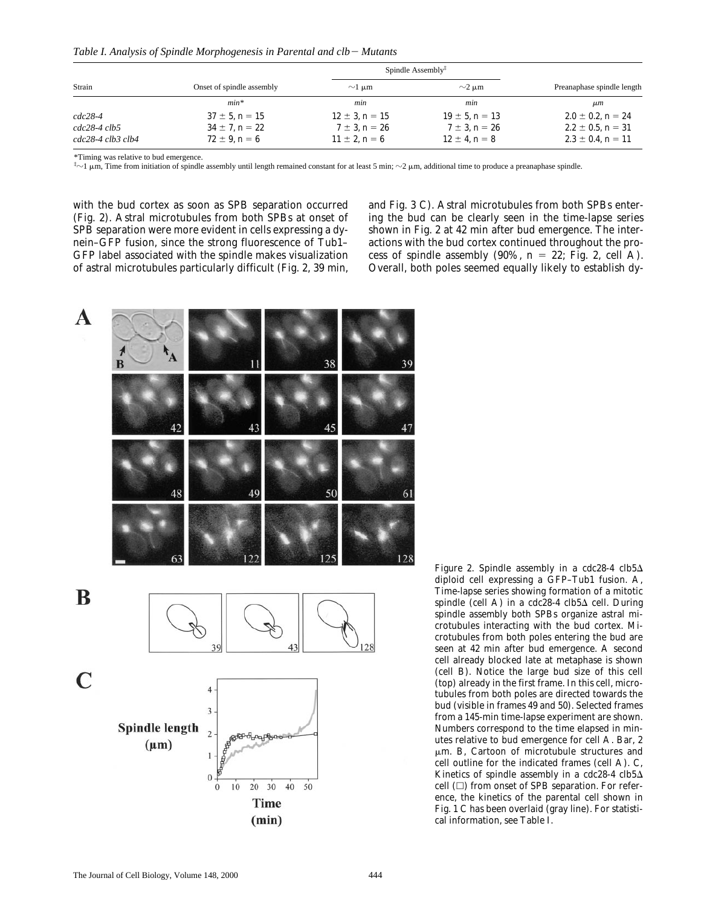*Table I. Analysis of Spindle Morphogenesis in Parental and clb− Mutants*

| Strain | Onset of spindle assembly | Spindle Assembly‡ | | Preanaphase spindle length |
|---|---|---|---|---|
| | | ~1 μm | ~2 μm | |
| | *min\** | *min* | *min* | *μm* |
| *cdc28-4* | 37 ± 5, n = 15 | 12 ± 3, n = 15 | 19 ± 5, n = 13 | 2.0 ± 0.2, n = 24 |
| *cdc28-4 clb5* | 34 ± 7, n = 22 | 7 ± 3, n = 26 | 7 ± 3, n = 26 | 2.2 ± 0.5, n = 31 |
| *cdc28-4 clb3 clb4* | 72 ± 9, n = 6 | 11 ± 2, n = 6 | 12 ± 4, n = 8 | 2.3 ± 0.4, n = 11 |

\*Timing was relative to bud emergence.
‡~1 μm, Time from initiation of spindle assembly until length remained constant for at least 5 min; ~2 μm, additional time to produce a preanaphase spindle.

with the bud cortex as soon as SPB separation occurred (Fig. 2). Astral microtubules from both SPBs at onset of SPB separation were more evident in cells expressing a dynein–GFP fusion, since the strong fluorescence of Tub1–GFP label associated with the spindle makes visualization of astral microtubules particularly difficult (Fig. 2, 39 min, and Fig. 3 C). Astral microtubules from both SPBs entering the bud can be clearly seen in the time-lapse series shown in Fig. 2 at 42 min after bud emergence. The interactions with the bud cortex continued throughout the process of spindle assembly (90%, n = 22; Fig. 2, cell A). Overall, both poles seemed equally likely to establish dy-

Figure 2. Spindle assembly in a cdc28-4 clb5Δ diploid cell expressing a GFP–Tub1 fusion. A, Time-lapse series showing formation of a mitotic spindle (cell A) in a cdc28-4 clb5Δ cell. During spindle assembly both SPBs organize astral microtubules interacting with the bud cortex. Microtubules from both poles entering the bud are seen at 42 min after bud emergence. A second cell already blocked late at metaphase is shown (cell B). Notice the large bud size of this cell (top) already in the first frame. In this cell, microtubules from both poles are directed towards the bud (visible in frames 49 and 50). Selected frames from a 145-min time-lapse experiment are shown. Numbers correspond to the time elapsed in minutes relative to bud emergence for cell A. Bar, 2 μm. B, Cartoon of microtubule structures and cell outline for the indicated frames (cell A). C, Kinetics of spindle assembly in a cdc28-4 clb5Δ cell (□) from onset of SPB separation. For reference, the kinetics of the parental cell shown in Fig. 1 C has been overlaid (gray line). For statistical information, see Table I.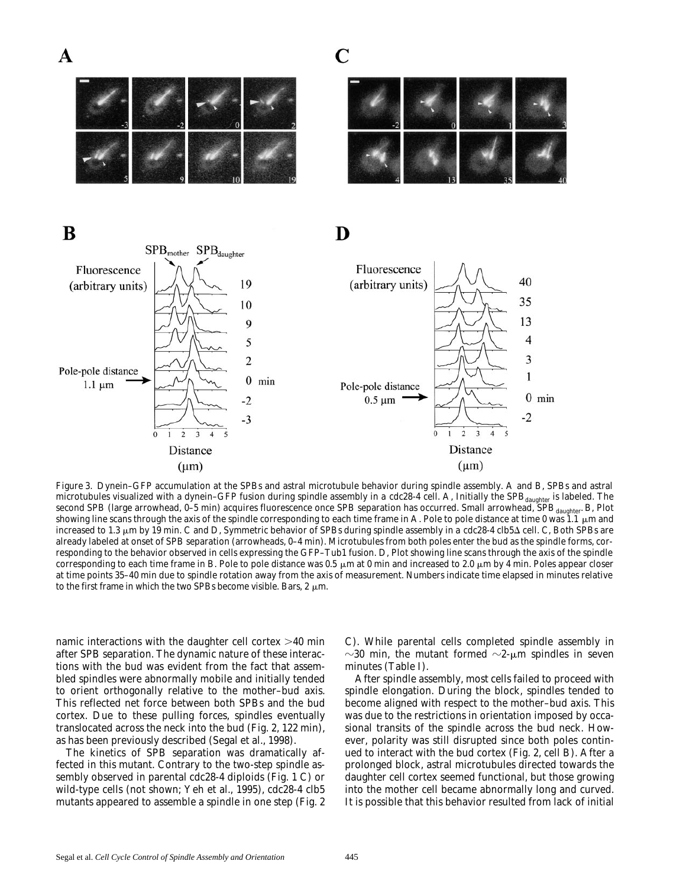Figure 3. Dynein–GFP accumulation at the SPBs and astral microtubule behavior during spindle assembly. A and B, SPBs and astral microtubules visualized with a dynein–GFP fusion during spindle assembly in a cdc28-4 cell. A, Initially the $SPB_{daughter}$ is labeled. The second SPB (large arrowhead, 0–5 min) acquires fluorescence once SPB separation has occurred. Small arrowhead, $SPB_{daughter}$. B, Plot showing line scans through the axis of the spindle corresponding to each time frame in A. Pole to pole distance at time 0 was 1.1 μm and increased to 1.3 μm by 19 min. C and D, Symmetric behavior of SPBs during spindle assembly in a cdc28-4 clb5Δ cell. C, Both SPBs are already labeled at onset of SPB separation (arrowheads, 0–4 min). Microtubules from both poles enter the bud as the spindle forms, corresponding to the behavior observed in cells expressing the GFP–Tub1 fusion. D, Plot showing line scans through the axis of the spindle corresponding to each time frame in B. Pole to pole distance was 0.5 μm at 0 min and increased to 2.0 μm by 4 min. Poles appear closer at time points 35–40 min due to spindle rotation away from the axis of measurement. Numbers indicate time elapsed in minutes relative to the first frame in which the two SPBs become visible. Bars, 2 μm.

namic interactions with the daughter cell cortex >40 min after SPB separation. The dynamic nature of these interactions with the bud was evident from the fact that assembled spindles were abnormally mobile and initially tended to orient orthogonally relative to the mother–bud axis. This reflected net force between both SPBs and the bud cortex. Due to these pulling forces, spindles eventually translocated across the neck into the bud (Fig. 2, 122 min), as has been previously described (Segal et al., 1998).

The kinetics of SPB separation was dramatically affected in this mutant. Contrary to the two-step spindle assembly observed in parental cdc28-4 diploids (Fig. 1 C) or wild-type cells (not shown; Yeh et al., 1995), cdc28-4 clb5 mutants appeared to assemble a spindle in one step (Fig. 2 C). While parental cells completed spindle assembly in ∼30 min, the mutant formed ∼2-μm spindles in seven minutes (Table I).

After spindle assembly, most cells failed to proceed with spindle elongation. During the block, spindles tended to become aligned with respect to the mother–bud axis. This was due to the restrictions in orientation imposed by occasional transits of the spindle across the bud neck. However, polarity was still disrupted since both poles continued to interact with the bud cortex (Fig. 2, cell B). After a prolonged block, astral microtubules directed towards the daughter cell cortex seemed functional, but those growing into the mother cell became abnormally long and curved. It is possible that this behavior resulted from lack of initial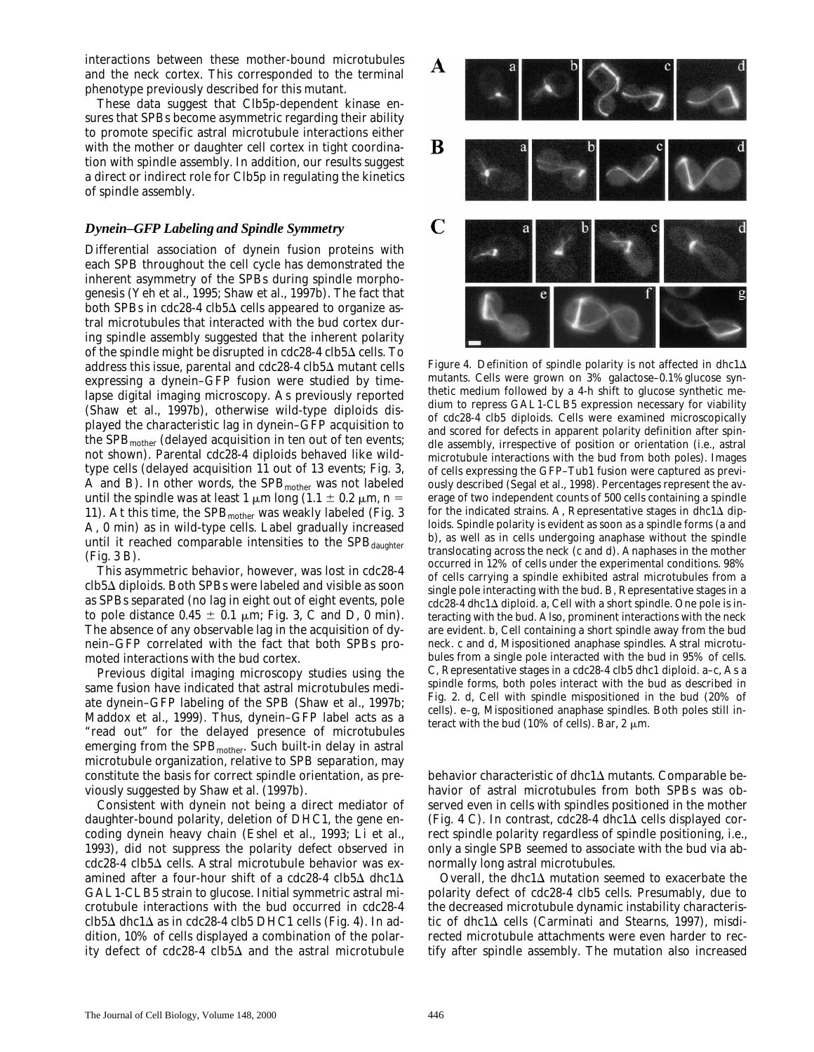interactions between these mother-bound microtubules and the neck cortex. This corresponded to the terminal phenotype previously described for this mutant.

These data suggest that Clb5p-dependent kinase ensures that SPBs become asymmetric regarding their ability to promote specific astral microtubule interactions either with the mother or daughter cell cortex in tight coordination with spindle assembly. In addition, our results suggest a direct or indirect role for Clb5p in regulating the kinetics of spindle assembly.

### *Dynein–GFP Labeling and Spindle Symmetry*

Differential association of dynein fusion proteins with each SPB throughout the cell cycle has demonstrated the inherent asymmetry of the SPBs during spindle morphogenesis (Yeh et al., 1995; Shaw et al., 1997b). The fact that both SPBs in cdc28-4 clb5Δ cells appeared to organize astral microtubules that interacted with the bud cortex during spindle assembly suggested that the inherent polarity of the spindle might be disrupted in cdc28-4 clb5Δ cells. To address this issue, parental and cdc28-4 clb5Δ mutant cells expressing a dynein–GFP fusion were studied by time-lapse digital imaging microscopy. As previously reported (Shaw et al., 1997b), otherwise wild-type diploids displayed the characteristic lag in dynein–GFP acquisition to the $SPB_{mother}$ (delayed acquisition in ten out of ten events; not shown). Parental cdc28-4 diploids behaved like wild-type cells (delayed acquisition 11 out of 13 events; Fig. 3, A and B). In other words, the $SPB_{mother}$ was not labeled until the spindle was at least 1 μm long (1.1 ± 0.2 μm, n = 11). At this time, the $SPB_{mother}$ was weakly labeled (Fig. 3 A, 0 min) as in wild-type cells. Label gradually increased until it reached comparable intensities to the $SPB_{daughter}$ (Fig. 3 B).

This asymmetric behavior, however, was lost in cdc28-4 clb5Δ diploids. Both SPBs were labeled and visible as soon as SPBs separated (no lag in eight out of eight events, pole to pole distance 0.45 ± 0.1 μm; Fig. 3, C and D, 0 min). The absence of any observable lag in the acquisition of dynein–GFP correlated with the fact that both SPBs promoted interactions with the bud cortex.

Previous digital imaging microscopy studies using the same fusion have indicated that astral microtubules mediate dynein–GFP labeling of the SPB (Shaw et al., 1997b; Maddox et al., 1999). Thus, dynein–GFP label acts as a "read out" for the delayed presence of microtubules emerging from the $SPB_{mother}$. Such built-in delay in astral microtubule organization, relative to SPB separation, may constitute the basis for correct spindle orientation, as previously suggested by Shaw et al. (1997b).

Consistent with dynein not being a direct mediator of daughter-bound polarity, deletion of *DHC1*, the gene encoding dynein heavy chain (Eshel et al., 1993; Li et al., 1993), did not suppress the polarity defect observed in cdc28-4 clb5Δ cells. Astral microtubule behavior was examined after a four-hour shift of a cdc28-4 clb5Δ dhc1Δ GAL1-CLB5 strain to glucose. Initial symmetric astral microtubule interactions with the bud occurred in cdc28-4 clb5Δ dhc1Δ as in cdc28-4 clb5 DHC1 cells (Fig. 4). In addition, 10% of cells displayed a combination of the polarity defect of cdc28-4 clb5Δ and the astral microtubule behavior characteristic of dhc1Δ mutants. Comparable behavior of astral microtubules from both SPBs was observed even in cells with spindles positioned in the mother (Fig. 4 C). In contrast, cdc28-4 dhc1Δ cells displayed correct spindle polarity regardless of spindle positioning, i.e., only a single SPB seemed to associate with the bud via abnormally long astral microtubules.

Overall, the dhc1Δ mutation seemed to exacerbate the polarity defect of cdc28-4 clb5 cells. Presumably, due to the decreased microtubule dynamic instability characteristic of dhc1Δ cells (Carminati and Stearns, 1997), misdirected microtubule attachments were even harder to rectify after spindle assembly. The mutation also increased

Figure 4. Definition of spindle polarity is not affected in dhc1Δ mutants. Cells were grown on 3% galactose–0.1% glucose synthetic medium followed by a 4-h shift to glucose synthetic medium to repress *GAL1-CLB5* expression necessary for viability of cdc28-4 clb5 diploids. Cells were examined microscopically and scored for defects in apparent polarity definition after spindle assembly, irrespective of position or orientation (i.e., astral microtubule interactions with the bud from both poles). Images of cells expressing the GFP–Tub1 fusion were captured as previously described (Segal et al., 1998). Percentages represent the average of two independent counts of 500 cells containing a spindle for the indicated strains. A, Representative stages in dhc1Δ diploids. Spindle polarity is evident as soon as a spindle forms (a and b), as well as in cells undergoing anaphase without the spindle translocating across the neck (c and d). Anaphases in the mother occurred in 12% of cells under the experimental conditions. 98% of cells carrying a spindle exhibited astral microtubules from a single pole interacting with the bud. B, Representative stages in a cdc28-4 dhc1Δ diploid. a, Cell with a short spindle. One pole is interacting with the bud. Also, prominent interactions with the neck are evident. b, Cell containing a short spindle away from the bud neck. c and d, Mispositioned anaphase spindles. Astral microtubules from a single pole interacted with the bud in 95% of cells. C, Representative stages in a cdc28-4 clb5 dhc1 diploid. a–c, As a spindle forms, both poles interact with the bud as described in Fig. 2. d, Cell with spindle mispositioned in the bud (20% of cells). e–g, Mispositioned anaphase spindles. Both poles still interact with the bud (10% of cells). Bar, 2 μm.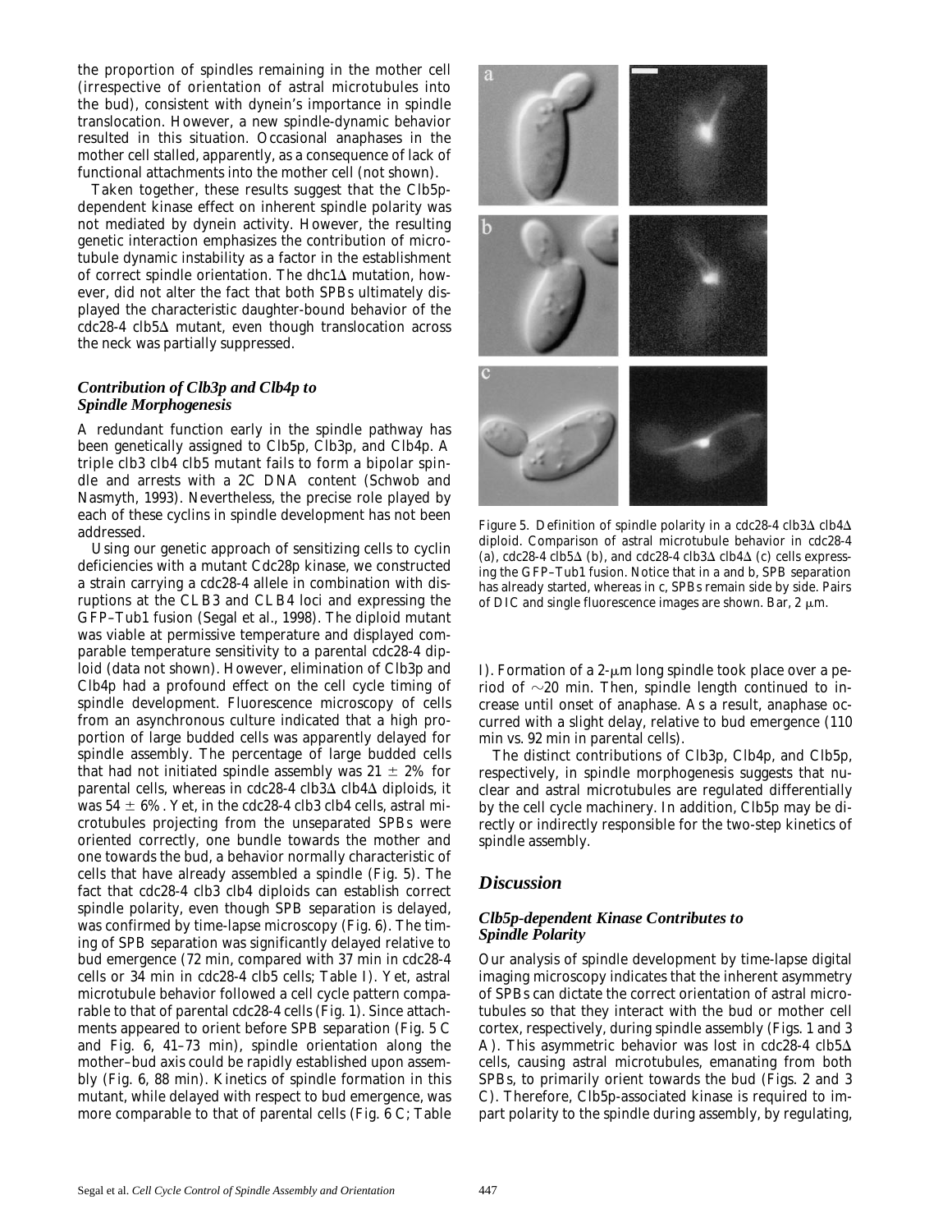the proportion of spindles remaining in the mother cell (irrespective of orientation of astral microtubules into the bud), consistent with dynein's importance in spindle translocation. However, a new spindle-dynamic behavior resulted in this situation. Occasional anaphases in the mother cell stalled, apparently, as a consequence of lack of functional attachments into the mother cell (not shown).

Taken together, these results suggest that the Clb5p-dependent kinase effect on inherent spindle polarity was not mediated by dynein activity. However, the resulting genetic interaction emphasizes the contribution of microtubule dynamic instability as a factor in the establishment of correct spindle orientation. The dhc1Δ mutation, however, did not alter the fact that both SPBs ultimately displayed the characteristic daughter-bound behavior of the cdc28-4 clb5Δ mutant, even though translocation across the neck was partially suppressed.

### *Contribution of Clb3p and Clb4p to Spindle Morphogenesis*

A redundant function early in the spindle pathway has been genetically assigned to Clb5p, Clb3p, and Clb4p. A triple clb3 clb4 clb5 mutant fails to form a bipolar spindle and arrests with a 2C DNA content (Schwob and Nasmyth, 1993). Nevertheless, the precise role played by each of these cyclins in spindle development has not been addressed.

Using our genetic approach of sensitizing cells to cyclin deficiencies with a mutant Cdc28p kinase, we constructed a strain carrying a cdc28-4 allele in combination with disruptions at the CLB3 and CLB4 loci and expressing the GFP–Tub1 fusion (Segal et al., 1998). The diploid mutant was viable at permissive temperature and displayed comparable temperature sensitivity to a parental cdc28-4 diploid (data not shown). However, elimination of Clb3p and Clb4p had a profound effect on the cell cycle timing of spindle development. Fluorescence microscopy of cells from an asynchronous culture indicated that a high proportion of large budded cells was apparently delayed for spindle assembly. The percentage of large budded cells that had not initiated spindle assembly was 21 ± 2% for parental cells, whereas in cdc28-4 clb3Δ clb4Δ diploids, it was 54 ± 6%. Yet, in the cdc28-4 clb3 clb4 cells, astral microtubules projecting from the unseparated SPBs were oriented correctly, one bundle towards the mother and one towards the bud, a behavior normally characteristic of cells that have already assembled a spindle (Fig. 5). The fact that cdc28-4 clb3 clb4 diploids can establish correct spindle polarity, even though SPB separation is delayed, was confirmed by time-lapse microscopy (Fig. 6). The timing of SPB separation was significantly delayed relative to bud emergence (72 min, compared with 37 min in cdc28-4 cells or 34 min in cdc28-4 clb5 cells; Table I). Yet, astral microtubule behavior followed a cell cycle pattern comparable to that of parental cdc28-4 cells (Fig. 1). Since attachments appeared to orient before SPB separation (Fig. 5 C and Fig. 6, 41–73 min), spindle orientation along the mother–bud axis could be rapidly established upon assembly (Fig. 6, 88 min). Kinetics of spindle formation in this mutant, while delayed with respect to bud emergence, was more comparable to that of parental cells (Fig. 6 C; Table I). Formation of a 2-μm long spindle took place over a period of ~20 min. Then, spindle length continued to increase until onset of anaphase. As a result, anaphase occurred with a slight delay, relative to bud emergence (110 min vs. 92 min in parental cells).

Figure 5. Definition of spindle polarity in a cdc28-4 clb3Δ clb4Δ diploid. Comparison of astral microtubule behavior in cdc28-4 (a), cdc28-4 clb5Δ (b), and cdc28-4 clb3Δ clb4Δ (c) cells expressing the GFP–Tub1 fusion. Notice that in a and b, SPB separation has already started, whereas in c, SPBs remain side by side. Pairs of DIC and single fluorescence images are shown. Bar, 2 μm.

The distinct contributions of Clb3p, Clb4p, and Clb5p, respectively, in spindle morphogenesis suggests that nuclear and astral microtubules are regulated differentially by the cell cycle machinery. In addition, Clb5p may be directly or indirectly responsible for the two-step kinetics of spindle assembly.

## *Discussion*

### *Clb5p-dependent Kinase Contributes to Spindle Polarity*

Our analysis of spindle development by time-lapse digital imaging microscopy indicates that the inherent asymmetry of SPBs can dictate the correct orientation of astral microtubules so that they interact with the bud or mother cell cortex, respectively, during spindle assembly (Figs. 1 and 3 A). This asymmetric behavior was lost in cdc28-4 clb5Δ cells, causing astral microtubules, emanating from both SPBs, to primarily orient towards the bud (Figs. 2 and 3 C). Therefore, Clb5p-associated kinase is required to impart polarity to the spindle during assembly, by regulating,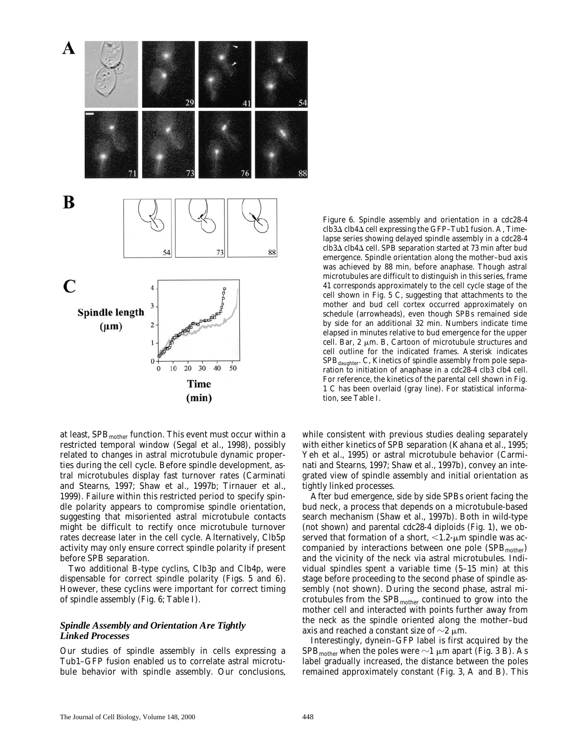Figure 6. Spindle assembly and orientation in a cdc28-4 clb3Δ clb4Δ cell expressing the GFP–Tub1 fusion. A, Time-lapse series showing delayed spindle assembly in a cdc28-4 clb3Δ clb4Δ cell. SPB separation started at 73 min after bud emergence. Spindle orientation along the mother–bud axis was achieved by 88 min, before anaphase. Though astral microtubules are difficult to distinguish in this series, frame 41 corresponds approximately to the cell cycle stage of the cell shown in Fig. 5 C, suggesting that attachments to the mother and bud cell cortex occurred approximately on schedule (arrowheads), even though SPBs remained side by side for an additional 32 min. Numbers indicate time elapsed in minutes relative to bud emergence for the upper cell. Bar, 2 μm. B, Cartoon of microtubule structures and cell outline for the indicated frames. Asterisk indicates $SPB_{daughter}$. C, Kinetics of spindle assembly from pole separation to initiation of anaphase in a cdc28-4 clb3 clb4 cell. For reference, the kinetics of the parental cell shown in Fig. 1 C has been overlaid (gray line). For statistical information, see Table I.

at least, $SPB_{mother}$ function. This event must occur within a restricted temporal window (Segal et al., 1998), possibly related to changes in astral microtubule dynamic properties during the cell cycle. Before spindle development, astral microtubules display fast turnover rates (Carminati and Stearns, 1997; Shaw et al., 1997b; Tirnauer et al., 1999). Failure within this restricted period to specify spindle polarity appears to compromise spindle orientation, suggesting that misoriented astral microtubule contacts might be difficult to rectify once microtubule turnover rates decrease later in the cell cycle. Alternatively, Clb5p activity may only ensure correct spindle polarity if present before SPB separation.

Two additional B-type cyclins, Clb3p and Clb4p, were dispensable for correct spindle polarity (Figs. 5 and 6). However, these cyclins were important for correct timing of spindle assembly (Fig. 6; Table I).

### *Spindle Assembly and Orientation Are Tightly Linked Processes*

Our studies of spindle assembly in cells expressing a Tub1–GFP fusion enabled us to correlate astral microtubule behavior with spindle assembly. Our conclusions, while consistent with previous studies dealing separately with either kinetics of SPB separation (Kahana et al., 1995; Yeh et al., 1995) or astral microtubule behavior (Carminati and Stearns, 1997; Shaw et al., 1997b), convey an integrated view of spindle assembly and initial orientation as tightly linked processes.

After bud emergence, side by side SPBs orient facing the bud neck, a process that depends on a microtubule-based search mechanism (Shaw et al., 1997b). Both in wild-type (not shown) and parental cdc28-4 diploids (Fig. 1), we observed that formation of a short, <1.2-μm spindle was accompanied by interactions between one pole ($SPB_{mother}$) and the vicinity of the neck via astral microtubules. Individual spindles spent a variable time (5–15 min) at this stage before proceeding to the second phase of spindle assembly (not shown). During the second phase, astral microtubules from the $SPB_{mother}$ continued to grow into the mother cell and interacted with points further away from the neck as the spindle oriented along the mother–bud axis and reached a constant size of ~2 μm.

Interestingly, dynein–GFP label is first acquired by the $SPB_{mother}$ when the poles were ~1 μm apart (Fig. 3 B). As label gradually increased, the distance between the poles remained approximately constant (Fig. 3, A and B). This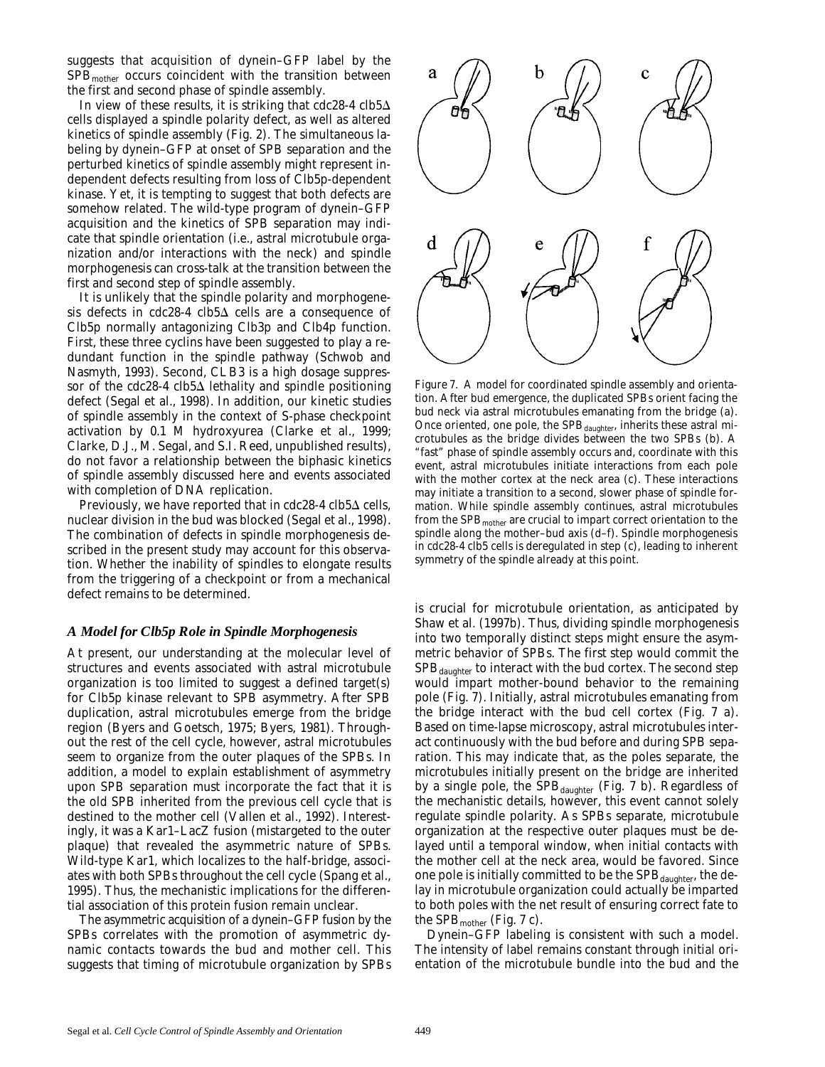suggests that acquisition of dynein–GFP label by the $SPB_{mother}$ occurs coincident with the transition between the first and second phase of spindle assembly.

In view of these results, it is striking that cdc28-4 clb5Δ cells displayed a spindle polarity defect, as well as altered kinetics of spindle assembly (Fig. 2). The simultaneous labeling by dynein–GFP at onset of SPB separation and the perturbed kinetics of spindle assembly might represent independent defects resulting from loss of Clb5p-dependent kinase. Yet, it is tempting to suggest that both defects are somehow related. The wild-type program of dynein–GFP acquisition and the kinetics of SPB separation may indicate that spindle orientation (i.e., astral microtubule organization and/or interactions with the neck) and spindle morphogenesis can cross-talk at the transition between the first and second step of spindle assembly.

It is unlikely that the spindle polarity and morphogenesis defects in cdc28-4 clb5Δ cells are a consequence of Clb5p normally antagonizing Clb3p and Clb4p function. First, these three cyclins have been suggested to play a redundant function in the spindle pathway (Schwob and Nasmyth, 1993). Second, CLB3 is a high dosage suppressor of the cdc28-4 clb5Δ lethality and spindle positioning defect (Segal et al., 1998). In addition, our kinetic studies of spindle assembly in the context of S-phase checkpoint activation by 0.1 M hydroxyurea (Clarke et al., 1999; Clarke, D.J., M. Segal, and S.I. Reed, unpublished results), do not favor a relationship between the biphasic kinetics of spindle assembly discussed here and events associated with completion of DNA replication.

Previously, we have reported that in cdc28-4 clb5Δ cells, nuclear division in the bud was blocked (Segal et al., 1998). The combination of defects in spindle morphogenesis described in the present study may account for this observation. Whether the inability of spindles to elongate results from the triggering of a checkpoint or from a mechanical defect remains to be determined.

### *A Model for Clb5p Role in Spindle Morphogenesis*

At present, our understanding at the molecular level of structures and events associated with astral microtubule organization is too limited to suggest a defined target(s) for Clb5p kinase relevant to SPB asymmetry. After SPB duplication, astral microtubules emerge from the bridge region (Byers and Goetsch, 1975; Byers, 1981). Throughout the rest of the cell cycle, however, astral microtubules seem to organize from the outer plaques of the SPBs. In addition, a model to explain establishment of asymmetry upon SPB separation must incorporate the fact that it is the old SPB inherited from the previous cell cycle that is destined to the mother cell (Vallen et al., 1992). Interestingly, it was a Kar1–LacZ fusion (mistargeted to the outer plaque) that revealed the asymmetric nature of SPBs. Wild-type Kar1, which localizes to the half-bridge, associates with both SPBs throughout the cell cycle (Spang et al., 1995). Thus, the mechanistic implications for the differential association of this protein fusion remain unclear.

The asymmetric acquisition of a dynein–GFP fusion by the SPBs correlates with the promotion of asymmetric dynamic contacts towards the bud and mother cell. This suggests that timing of microtubule organization by SPBs is crucial for microtubule orientation, as anticipated by Shaw et al. (1997b). Thus, dividing spindle morphogenesis into two temporally distinct steps might ensure the asymmetric behavior of SPBs. The first step would commit the $SPB_{daughter}$ to interact with the bud cortex. The second step would impart mother-bound behavior to the remaining pole (Fig. 7). Initially, astral microtubules emanating from the bridge interact with the bud cell cortex (Fig. 7 a). Based on time-lapse microscopy, astral microtubules interact continuously with the bud before and during SPB separation. This may indicate that, as the poles separate, the microtubules initially present on the bridge are inherited by a single pole, the $SPB_{daughter}$ (Fig. 7 b). Regardless of the mechanistic details, however, this event cannot solely regulate spindle polarity. As SPBs separate, microtubule organization at the respective outer plaques must be delayed until a temporal window, when initial contacts with the mother cell at the neck area, would be favored. Since one pole is initially committed to be the $SPB_{daughter}$, the delay in microtubule organization could actually be imparted to both poles with the net result of ensuring correct fate to the $SPB_{mother}$ (Fig. 7 c).

Dynein–GFP labeling is consistent with such a model. The intensity of label remains constant through initial orientation of the microtubule bundle into the bud and the

Figure 7. A model for coordinated spindle assembly and orientation. After bud emergence, the duplicated SPBs orient facing the bud neck via astral microtubules emanating from the bridge (a). Once oriented, one pole, the $SPB_{daughter}$, inherits these astral microtubules as the bridge divides between the two SPBs (b). A "fast" phase of spindle assembly occurs and, coordinate with this event, astral microtubules initiate interactions from each pole with the mother cortex at the neck area (c). These interactions may initiate a transition to a second, slower phase of spindle formation. While spindle assembly continues, astral microtubules from the $SPB_{mother}$ are crucial to impart correct orientation to the spindle along the mother–bud axis (d–f). Spindle morphogenesis in cdc28-4 clb5 cells is deregulated in step (c), leading to inherent symmetry of the spindle already at this point.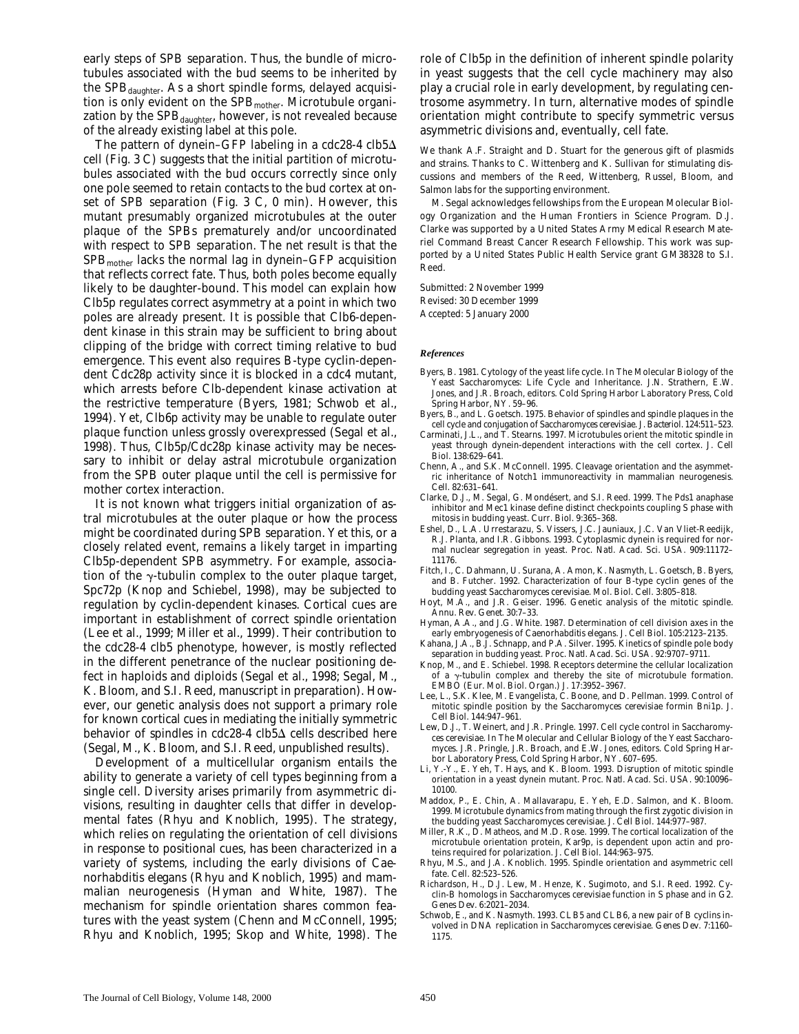early steps of SPB separation. Thus, the bundle of microtubules associated with the bud seems to be inherited by the $SPB_{daughter}$. As a short spindle forms, delayed acquisition is only evident on the $SPB_{mother}$. Microtubule organization by the $SPB_{daughter}$, however, is not revealed because of the already existing label at this pole.

The pattern of dynein–GFP labeling in a cdc28-4 clb5Δ cell (Fig. 3 C) suggests that the initial partition of microtubules associated with the bud occurs correctly since only one pole seemed to retain contacts to the bud cortex at onset of SPB separation (Fig. 3 C, 0 min). However, this mutant presumably organized microtubules at the outer plaque of the SPBs prematurely and/or uncoordinated with respect to SPB separation. The net result is that the $SPB_{mother}$ lacks the normal lag in dynein–GFP acquisition that reflects correct fate. Thus, both poles become equally likely to be daughter-bound. This model can explain how Clb5p regulates correct asymmetry at a point in which two poles are already present. It is possible that Clb6-dependent kinase in this strain may be sufficient to bring about clipping of the bridge with correct timing relative to bud emergence. This event also requires B-type cyclin-dependent Cdc28p activity since it is blocked in a cdc4 mutant, which arrests before Clb-dependent kinase activation at the restrictive temperature (Byers, 1981; Schwob et al., 1994). Yet, Clb6p activity may be unable to regulate outer plaque function unless grossly overexpressed (Segal et al., 1998). Thus, Clb5p/Cdc28p kinase activity may be necessary to inhibit or delay astral microtubule organization from the SPB outer plaque until the cell is permissive for mother cortex interaction.

It is not known what triggers initial organization of astral microtubules at the outer plaque or how the process might be coordinated during SPB separation. Yet this, or a closely related event, remains a likely target in imparting Clb5p-dependent SPB asymmetry. For example, association of the γ-tubulin complex to the outer plaque target, Spc72p (Knop and Schiebel, 1998), may be subjected to regulation by cyclin-dependent kinases. Cortical cues are important in establishment of correct spindle orientation (Lee et al., 1999; Miller et al., 1999). Their contribution to the cdc28-4 clb5 phenotype, however, is mostly reflected in the different penetrance of the nuclear positioning defect in haploids and diploids (Segal et al., 1998; Segal, M., K. Bloom, and S.I. Reed, manuscript in preparation). However, our genetic analysis does not support a primary role for known cortical cues in mediating the initially symmetric behavior of spindles in cdc28-4 clb5Δ cells described here (Segal, M., K. Bloom, and S.I. Reed, unpublished results).

Development of a multicellular organism entails the ability to generate a variety of cell types beginning from a single cell. Diversity arises primarily from asymmetric divisions, resulting in daughter cells that differ in developmental fates (Rhyu and Knoblich, 1995). The strategy, which relies on regulating the orientation of cell divisions in response to positional cues, has been characterized in a variety of systems, including the early divisions of Caenorhabditis elegans (Rhyu and Knoblich, 1995) and mammalian neurogenesis (Hyman and White, 1987). The mechanism for spindle orientation shares common features with the yeast system (Chenn and McConnell, 1995; Rhyu and Knoblich, 1995; Skop and White, 1998). The role of Clb5p in the definition of inherent spindle polarity in yeast suggests that the cell cycle machinery may also play a crucial role in early development, by regulating centrosome asymmetry. In turn, alternative modes of spindle orientation might contribute to specify symmetric versus asymmetric divisions and, eventually, cell fate.

We thank A.F. Straight and D. Stuart for the generous gift of plasmids and strains. Thanks to C. Wittenberg and K. Sullivan for stimulating discussions and members of the Reed, Wittenberg, Russel, Bloom, and Salmon labs for the supporting environment.

M. Segal acknowledges fellowships from the European Molecular Biology Organization and the Human Frontiers in Science Program. D.J. Clarke was supported by a United States Army Medical Research Materiel Command Breast Cancer Research Fellowship. This work was supported by a United States Public Health Service grant GM38328 to S.I. Reed.

Submitted: 2 November 1999
Revised: 30 December 1999
Accepted: 5 January 2000

### *References*

Byers, B. 1981. Cytology of the yeast life cycle. In The Molecular Biology of the Yeast Saccharomyces: Life Cycle and Inheritance. J.N. Strathern, E.W. Jones, and J.R. Broach, editors. Cold Spring Harbor Laboratory Press, Cold Spring Harbor, NY. 59–96.

Byers, B., and L. Goetsch. 1975. Behavior of spindles and spindle plaques in the cell cycle and conjugation of Saccharomyces cerevisiae. J. Bacteriol. 124:511–523.

Carminati, J.L., and T. Stearns. 1997. Microtubules orient the mitotic spindle in yeast through dynein-dependent interactions with the cell cortex. J. Cell Biol. 138:629–641.

Chenn, A., and S.K. McConnell. 1995. Cleavage orientation and the asymmetric inheritance of Notch1 immunoreactivity in mammalian neurogenesis. Cell. 82:631–641.

Clarke, D.J., M. Segal, G. Mondésert, and S.I. Reed. 1999. The Pds1 anaphase inhibitor and Mec1 kinase define distinct checkpoints coupling S phase with mitosis in budding yeast. Curr. Biol. 9:365–368.

Eshel, D., L.A. Urrestarazu, S. Vissers, J.C. Jauniaux, J.C. Van Vliet-Reedijk, R.J. Planta, and I.R. Gibbons. 1993. Cytoplasmic dynein is required for normal nuclear segregation in yeast. Proc. Natl. Acad. Sci. USA. 909:11172–11176.

Fitch, I., C. Dahmann, U. Surana, A. Amon, K. Nasmyth, L. Goetsch, B. Byers, and B. Futcher. 1992. Characterization of four B-type cyclin genes of the budding yeast Saccharomyces cerevisiae. Mol. Biol. Cell. 3:805–818.

Hoyt, M.A., and J.R. Geiser. 1996. Genetic analysis of the mitotic spindle. Annu. Rev. Genet. 30:7–33.

Hyman, A.A., and J.G. White. 1987. Determination of cell division axes in the early embryogenesis of Caenorhabditis elegans. J. Cell Biol. 105:2123–2135.

Kahana, J.A., B.J. Schnapp, and P.A. Silver. 1995. Kinetics of spindle pole body separation in budding yeast. Proc. Natl. Acad. Sci. USA. 92:9707–9711.

Knop, M., and E. Schiebel. 1998. Receptors determine the cellular localization of a γ-tubulin complex and thereby the site of microtubule formation. EMBO (Eur. Mol. Biol. Organ.) J. 17:3952–3967.

Lee, L., S.K. Klee, M. Evangelista, C. Boone, and D. Pellman. 1999. Control of mitotic spindle position by the Saccharomyces cerevisiae formin Bni1p. J. Cell Biol. 144:947–961.

Lew, D.J., T. Weinert, and J.R. Pringle. 1997. Cell cycle control in Saccharomyces cerevisiae. In The Molecular and Cellular Biology of the Yeast Saccharomyces. J.R. Pringle, J.R. Broach, and E.W. Jones, editors. Cold Spring Harbor Laboratory Press, Cold Spring Harbor, NY. 607–695.

Li, Y.-Y., E. Yeh, T. Hays, and K. Bloom. 1993. Disruption of mitotic spindle orientation in a yeast dynein mutant. Proc. Natl. Acad. Sci. USA. 90:10096–10100.

Maddox, P., E. Chin, A. Mallavarapu, E. Yeh, E.D. Salmon, and K. Bloom. 1999. Microtubule dynamics from mating through the first zygotic division in the budding yeast Saccharomyces cerevisiae. J. Cell Biol. 144:977–987.

Miller, R.K., D. Matheos, and M.D. Rose. 1999. The cortical localization of the microtubule orientation protein, Kar9p, is dependent upon actin and proteins required for polarization. J. Cell Biol. 144:963–975.

Rhyu, M.S., and J.A. Knoblich. 1995. Spindle orientation and asymmetric cell fate. Cell. 82:523–526.

Richardson, H., D.J. Lew, M. Henze, K. Sugimoto, and S.I. Reed. 1992. Cyclin-B homologs in Saccharomyces cerevisiae function in S phase and in G2. Genes Dev. 6:2021–2034.

Schwob, E., and K. Nasmyth. 1993. CLB5 and CLB6, a new pair of B cyclins involved in DNA replication in Saccharomyces cerevisiae. Genes Dev. 7:1160–1175.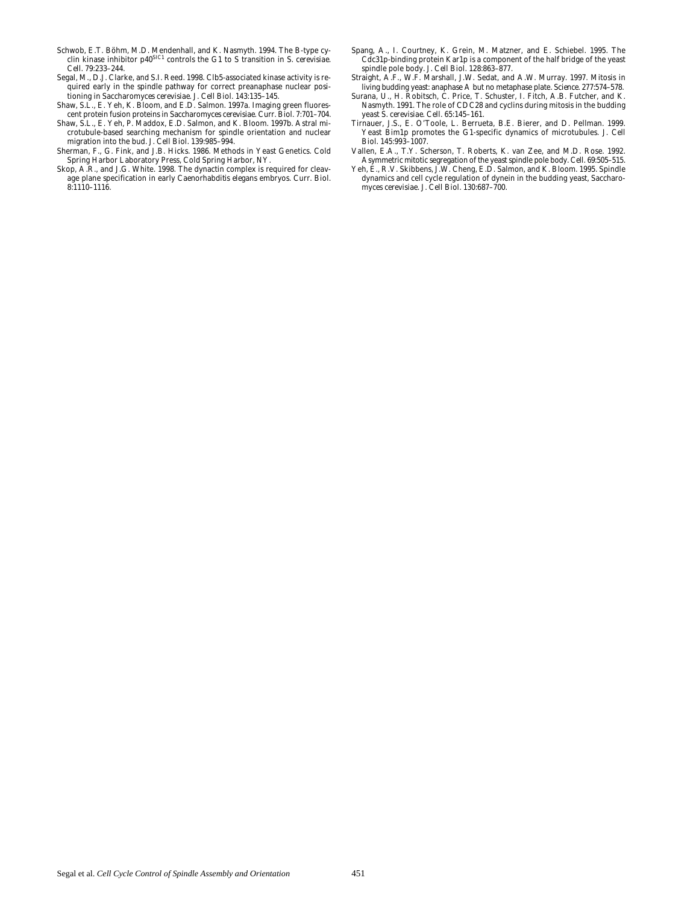Schwob, E.T. Böhm, M.D. Mendenhall, and K. Nasmyth. 1994. The B-type cyclin kinase inhibitor p40$^{SIC1}$ controls the G1 to S transition in S. cerevisiae. Cell. 79:233–244.

Segal, M., D.J. Clarke, and S.I. Reed. 1998. Clb5-associated kinase activity is required early in the spindle pathway for correct preanaphase nuclear positioning in Saccharomyces cerevisiae. J. Cell Biol. 143:135–145.

Shaw, S.L., E. Yeh, K. Bloom, and E.D. Salmon. 1997a. Imaging green fluorescent protein fusion proteins in Saccharomyces cerevisiae. Curr. Biol. 7:701–704.

Shaw, S.L., E. Yeh, P. Maddox, E.D. Salmon, and K. Bloom. 1997b. Astral microtubule-based searching mechanism for spindle orientation and nuclear migration into the bud. J. Cell Biol. 139:985–994.

Sherman, F., G. Fink, and J.B. Hicks. 1986. Methods in Yeast Genetics. Cold Spring Harbor Laboratory Press, Cold Spring Harbor, NY.

Skop, A.R., and J.G. White. 1998. The dynactin complex is required for cleavage plane specification in early Caenorhabditis elegans embryos. Curr. Biol. 8:1110–1116.

Spang, A., I. Courtney, K. Grein, M. Matzner, and E. Schiebel. 1995. The Cdc31p-binding protein Kar1p is a component of the half bridge of the yeast spindle pole body. J. Cell Biol. 128:863–877.

Straight, A.F., W.F. Marshall, J.W. Sedat, and A.W. Murray. 1997. Mitosis in living budding yeast: anaphase A but no metaphase plate. Science. 277:574–578.

Surana, U., H. Robitsch, C. Price, T. Schuster, I. Fitch, A.B. Futcher, and K. Nasmyth. 1991. The role of CDC28 and cyclins during mitosis in the budding yeast S. cerevisiae. Cell. 65:145–161.

Tirnauer, J.S., E. O'Toole, L. Berrueta, B.E. Bierer, and D. Pellman. 1999. Yeast Bim1p promotes the G1-specific dynamics of microtubules. J. Cell Biol. 145:993–1007.

Vallen, E.A., T.Y. Scherson, T. Roberts, K. van Zee, and M.D. Rose. 1992. Asymmetric mitotic segregation of the yeast spindle pole body. Cell. 69:505–515.

Yeh, E., R.V. Skibbens, J.W. Cheng, E.D. Salmon, and K. Bloom. 1995. Spindle dynamics and cell cycle regulation of dynein in the budding yeast, Saccharomyces cerevisiae. J. Cell Biol. 130:687–700.